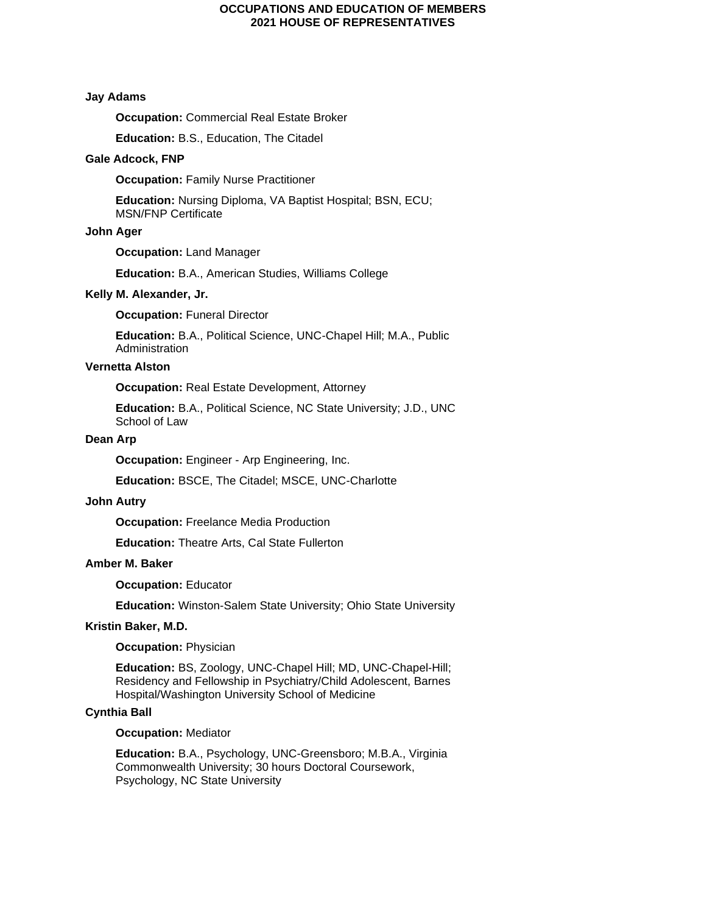# OCCUPATIONS AND EDUCATION OF MEMBERS
## 2021 HOUSE OF REPRESENTATIVES

**Jay Adams**

**Occupation:** Commercial Real Estate Broker

**Education:** B.S., Education, The Citadel

**Gale Adcock, FNP**

**Occupation:** Family Nurse Practitioner

**Education:** Nursing Diploma, VA Baptist Hospital; BSN, ECU; MSN/FNP Certificate

**John Ager**

**Occupation:** Land Manager

**Education:** B.A., American Studies, Williams College

**Kelly M. Alexander, Jr.**

**Occupation:** Funeral Director

**Education:** B.A., Political Science, UNC-Chapel Hill; M.A., Public Administration

**Vernetta Alston**

**Occupation:** Real Estate Development, Attorney

**Education:** B.A., Political Science, NC State University; J.D., UNC School of Law

**Dean Arp**

**Occupation:** Engineer - Arp Engineering, Inc.

**Education:** BSCE, The Citadel; MSCE, UNC-Charlotte

**John Autry**

**Occupation:** Freelance Media Production

**Education:** Theatre Arts, Cal State Fullerton

**Amber M. Baker**

**Occupation:** Educator

**Education:** Winston-Salem State University; Ohio State University

**Kristin Baker, M.D.**

**Occupation:** Physician

**Education:** BS, Zoology, UNC-Chapel Hill; MD, UNC-Chapel-Hill; Residency and Fellowship in Psychiatry/Child Adolescent, Barnes Hospital/Washington University School of Medicine

**Cynthia Ball**

**Occupation:** Mediator

**Education:** B.A., Psychology, UNC-Greensboro; M.B.A., Virginia Commonwealth University; 30 hours Doctoral Coursework, Psychology, NC State University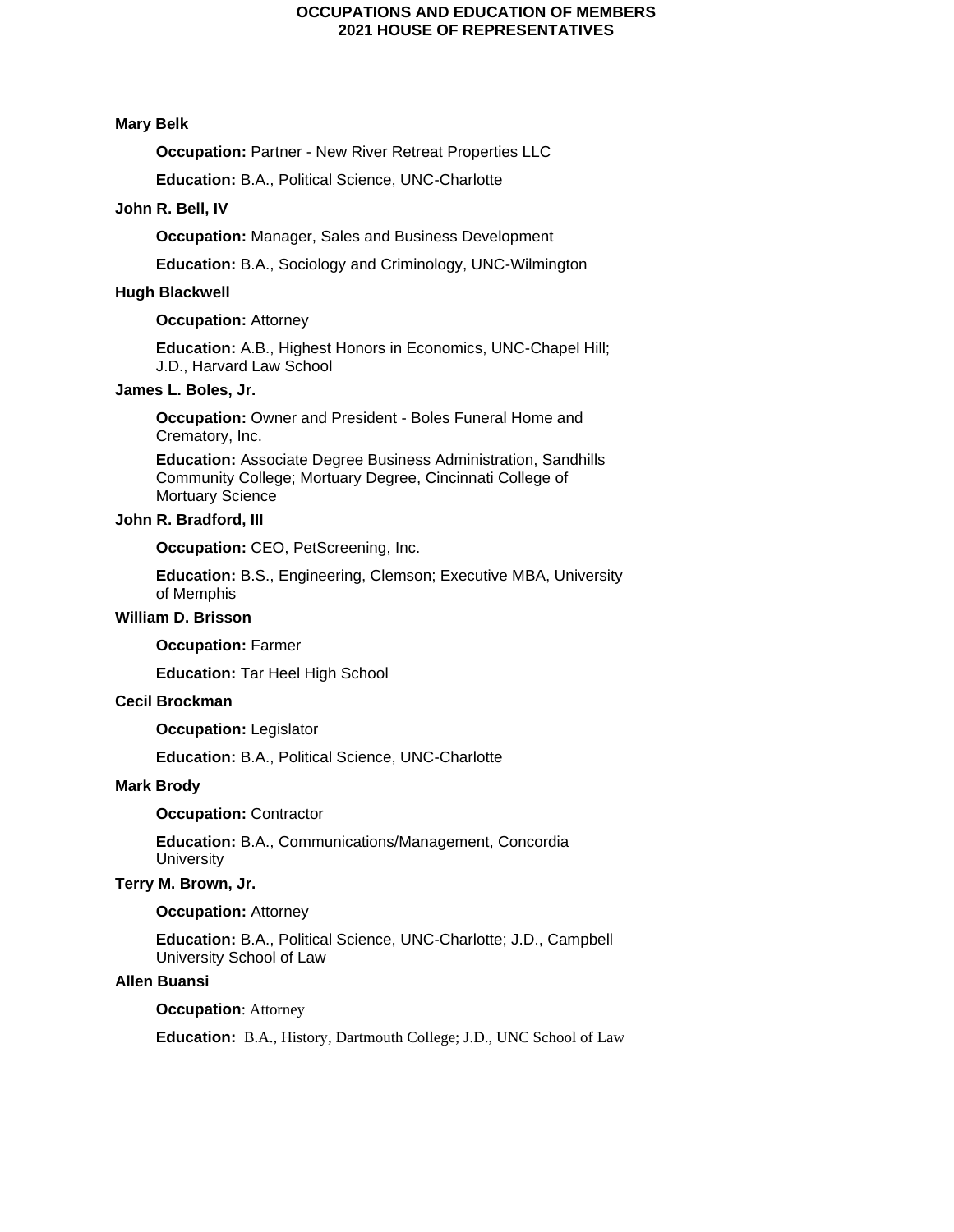**Mary Belk**

**Occupation:** Partner - New River Retreat Properties LLC

**Education:** B.A., Political Science, UNC-Charlotte

**John R. Bell, IV**

**Occupation:** Manager, Sales and Business Development

**Education:** B.A., Sociology and Criminology, UNC-Wilmington

**Hugh Blackwell**

**Occupation:** Attorney

**Education:** A.B., Highest Honors in Economics, UNC-Chapel Hill; J.D., Harvard Law School

**James L. Boles, Jr.**

**Occupation:** Owner and President - Boles Funeral Home and Crematory, Inc.

**Education:** Associate Degree Business Administration, Sandhills Community College; Mortuary Degree, Cincinnati College of Mortuary Science

**John R. Bradford, III**

**Occupation:** CEO, PetScreening, Inc.

**Education:** B.S., Engineering, Clemson; Executive MBA, University of Memphis

**William D. Brisson**

**Occupation:** Farmer

**Education:** Tar Heel High School

**Cecil Brockman**

**Occupation:** Legislator

**Education:** B.A., Political Science, UNC-Charlotte

**Mark Brody**

**Occupation:** Contractor

**Education:** B.A., Communications/Management, Concordia University

**Terry M. Brown, Jr.**

**Occupation:** Attorney

**Education:** B.A., Political Science, UNC-Charlotte; J.D., Campbell University School of Law

**Allen Buansi**

**Occupation**: Attorney

**Education:** B.A., History, Dartmouth College; J.D., UNC School of Law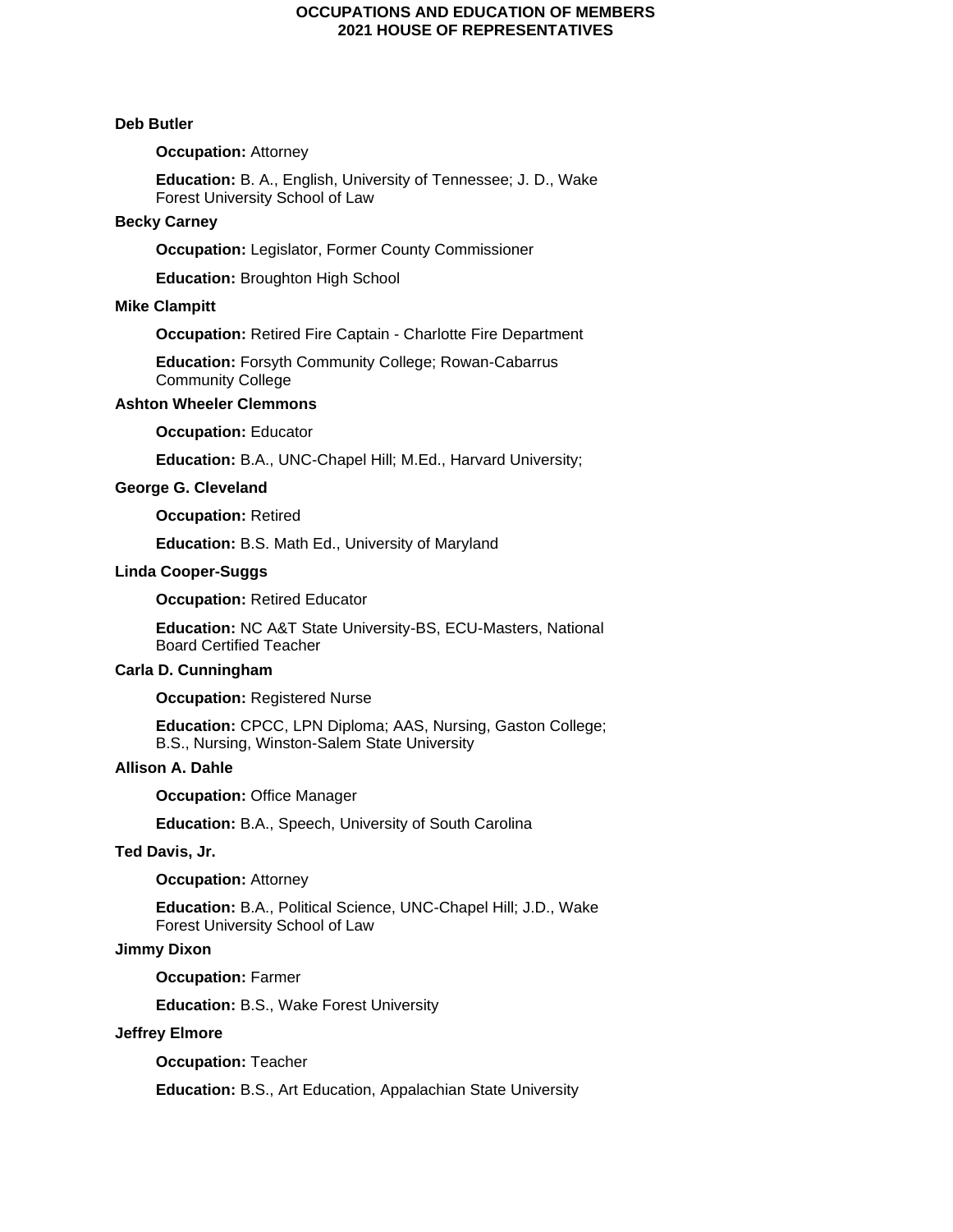**Deb Butler**

**Occupation:** Attorney

**Education:** B. A., English, University of Tennessee; J. D., Wake Forest University School of Law

**Becky Carney**

**Occupation:** Legislator, Former County Commissioner

**Education:** Broughton High School

**Mike Clampitt**

**Occupation:** Retired Fire Captain - Charlotte Fire Department

**Education:** Forsyth Community College; Rowan-Cabarrus Community College

**Ashton Wheeler Clemmons**

**Occupation:** Educator

**Education:** B.A., UNC-Chapel Hill; M.Ed., Harvard University;

**George G. Cleveland**

**Occupation:** Retired

**Education:** B.S. Math Ed., University of Maryland

**Linda Cooper-Suggs**

**Occupation:** Retired Educator

**Education:** NC A&T State University-BS, ECU-Masters, National Board Certified Teacher

**Carla D. Cunningham**

**Occupation:** Registered Nurse

**Education:** CPCC, LPN Diploma; AAS, Nursing, Gaston College; B.S., Nursing, Winston-Salem State University

**Allison A. Dahle**

**Occupation:** Office Manager

**Education:** B.A., Speech, University of South Carolina

**Ted Davis, Jr.**

**Occupation:** Attorney

**Education:** B.A., Political Science, UNC-Chapel Hill; J.D., Wake Forest University School of Law

**Jimmy Dixon**

**Occupation:** Farmer

**Education:** B.S., Wake Forest University

**Jeffrey Elmore**

**Occupation:** Teacher

**Education:** B.S., Art Education, Appalachian State University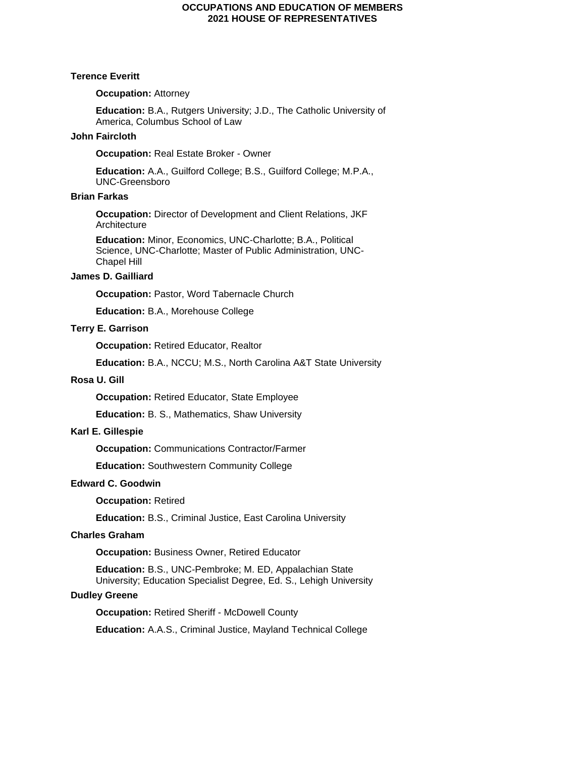**Terence Everitt**

**Occupation:** Attorney

**Education:** B.A., Rutgers University; J.D., The Catholic University of America, Columbus School of Law

**John Faircloth**

**Occupation:** Real Estate Broker - Owner

**Education:** A.A., Guilford College; B.S., Guilford College; M.P.A., UNC-Greensboro

**Brian Farkas**

**Occupation:** Director of Development and Client Relations, JKF Architecture

**Education:** Minor, Economics, UNC-Charlotte; B.A., Political Science, UNC-Charlotte; Master of Public Administration, UNC-Chapel Hill

**James D. Gailliard**

**Occupation:** Pastor, Word Tabernacle Church

**Education:** B.A., Morehouse College

**Terry E. Garrison**

**Occupation:** Retired Educator, Realtor

**Education:** B.A., NCCU; M.S., North Carolina A&T State University

**Rosa U. Gill**

**Occupation:** Retired Educator, State Employee

**Education:** B. S., Mathematics, Shaw University

**Karl E. Gillespie**

**Occupation:** Communications Contractor/Farmer

**Education:** Southwestern Community College

**Edward C. Goodwin**

**Occupation:** Retired

**Education:** B.S., Criminal Justice, East Carolina University

**Charles Graham**

**Occupation:** Business Owner, Retired Educator

**Education:** B.S., UNC-Pembroke; M. ED, Appalachian State University; Education Specialist Degree, Ed. S., Lehigh University

**Dudley Greene**

**Occupation:** Retired Sheriff - McDowell County

**Education:** A.A.S., Criminal Justice, Mayland Technical College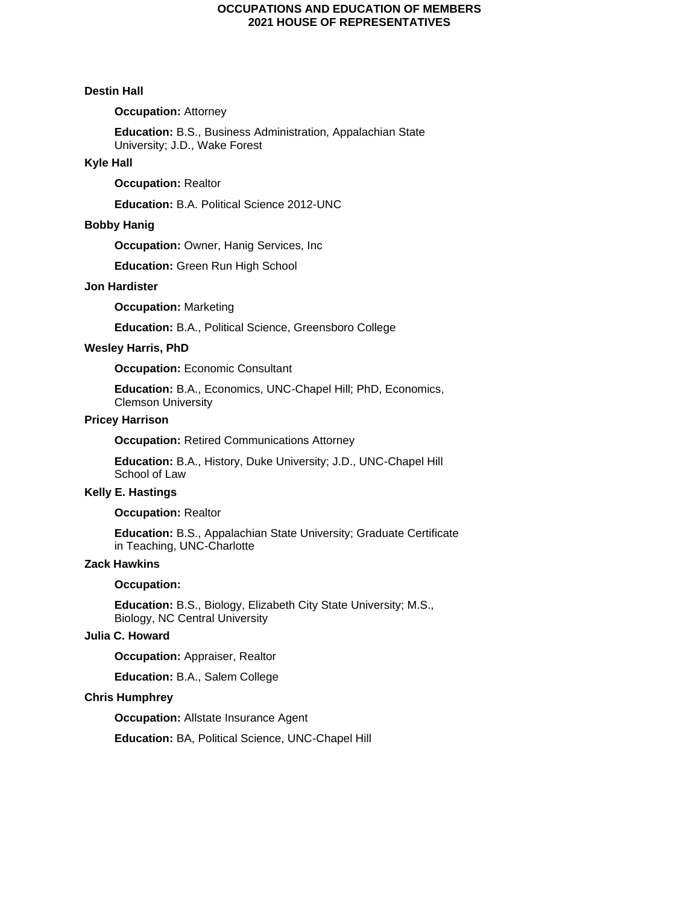**Destin Hall**

**Occupation:** Attorney

**Education:** B.S., Business Administration, Appalachian State University; J.D., Wake Forest

**Kyle Hall**

**Occupation:** Realtor

**Education:** B.A. Political Science 2012-UNC

**Bobby Hanig**

**Occupation:** Owner, Hanig Services, Inc

**Education:** Green Run High School

**Jon Hardister**

**Occupation:** Marketing

**Education:** B.A., Political Science, Greensboro College

**Wesley Harris, PhD**

**Occupation:** Economic Consultant

**Education:** B.A., Economics, UNC-Chapel Hill; PhD, Economics, Clemson University

**Pricey Harrison**

**Occupation:** Retired Communications Attorney

**Education:** B.A., History, Duke University; J.D., UNC-Chapel Hill School of Law

**Kelly E. Hastings**

**Occupation:** Realtor

**Education:** B.S., Appalachian State University; Graduate Certificate in Teaching, UNC-Charlotte

**Zack Hawkins**

**Occupation:**

**Education:** B.S., Biology, Elizabeth City State University; M.S., Biology, NC Central University

**Julia C. Howard**

**Occupation:** Appraiser, Realtor

**Education:** B.A., Salem College

**Chris Humphrey**

**Occupation:** Allstate Insurance Agent

**Education:** BA, Political Science, UNC-Chapel Hill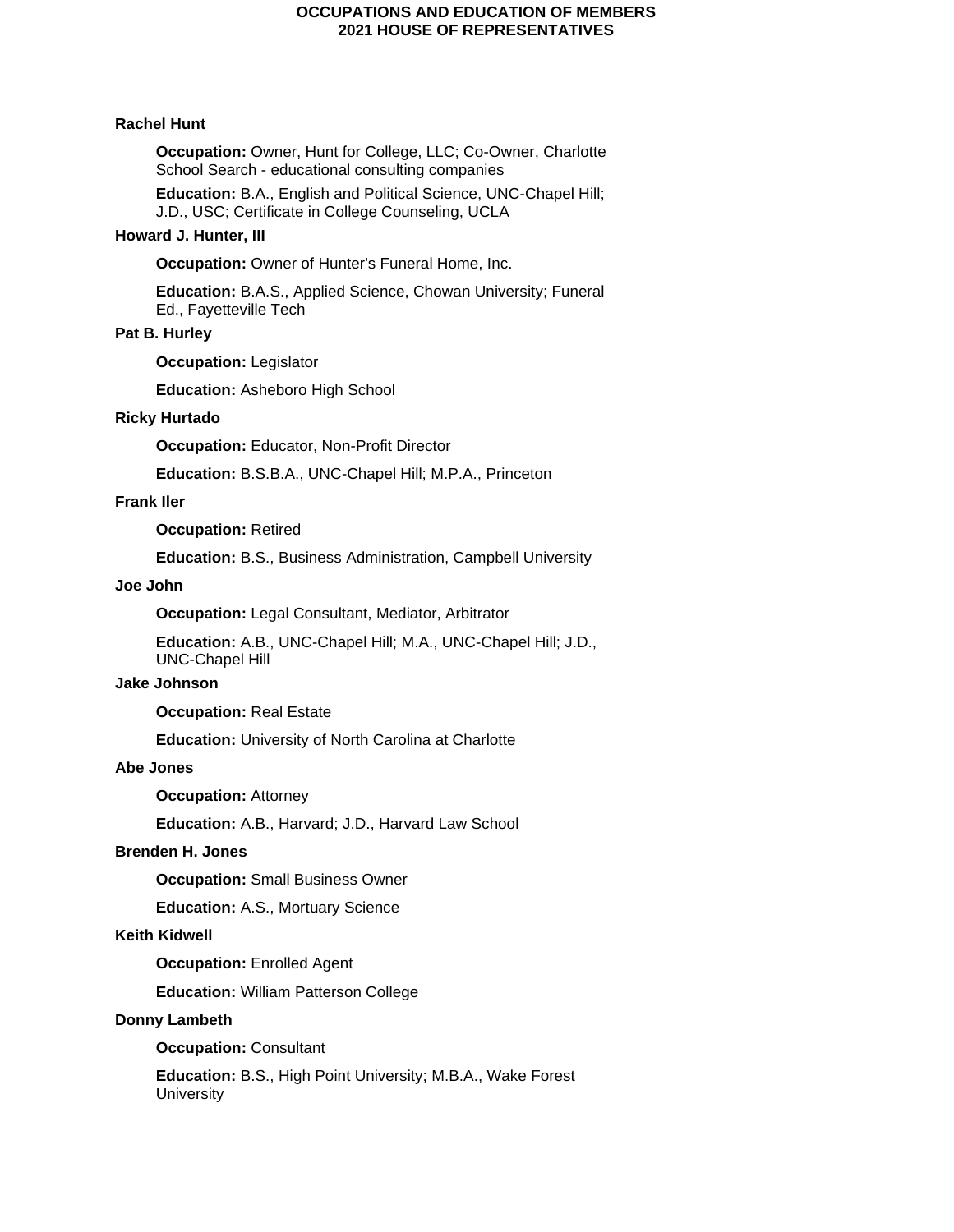**Rachel Hunt**

> **Occupation:** Owner, Hunt for College, LLC; Co-Owner, Charlotte School Search - educational consulting companies
>
> **Education:** B.A., English and Political Science, UNC-Chapel Hill; J.D., USC; Certificate in College Counseling, UCLA

**Howard J. Hunter, III**

> **Occupation:** Owner of Hunter's Funeral Home, Inc.
>
> **Education:** B.A.S., Applied Science, Chowan University; Funeral Ed., Fayetteville Tech

**Pat B. Hurley**

> **Occupation:** Legislator
>
> **Education:** Asheboro High School

**Ricky Hurtado**

> **Occupation:** Educator, Non-Profit Director
>
> **Education:** B.S.B.A., UNC-Chapel Hill; M.P.A., Princeton

**Frank Iler**

> **Occupation:** Retired
>
> **Education:** B.S., Business Administration, Campbell University

**Joe John**

> **Occupation:** Legal Consultant, Mediator, Arbitrator
>
> **Education:** A.B., UNC-Chapel Hill; M.A., UNC-Chapel Hill; J.D., UNC-Chapel Hill

**Jake Johnson**

> **Occupation:** Real Estate
>
> **Education:** University of North Carolina at Charlotte

**Abe Jones**

> **Occupation:** Attorney
>
> **Education:** A.B., Harvard; J.D., Harvard Law School

**Brenden H. Jones**

> **Occupation:** Small Business Owner
>
> **Education:** A.S., Mortuary Science

**Keith Kidwell**

> **Occupation:** Enrolled Agent
>
> **Education:** William Patterson College

**Donny Lambeth**

> **Occupation:** Consultant
>
> **Education:** B.S., High Point University; M.B.A., Wake Forest University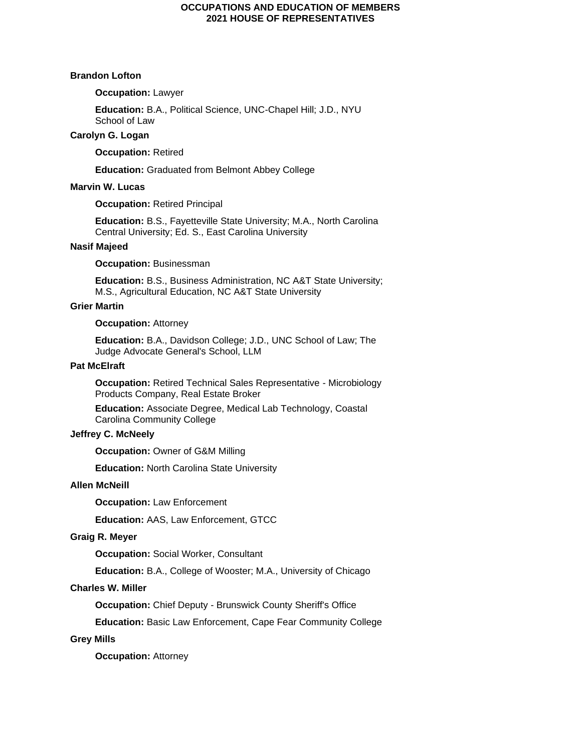**Brandon Lofton**

**Occupation:** Lawyer

**Education:** B.A., Political Science, UNC-Chapel Hill; J.D., NYU School of Law

**Carolyn G. Logan**

**Occupation:** Retired

**Education:** Graduated from Belmont Abbey College

**Marvin W. Lucas**

**Occupation:** Retired Principal

**Education:** B.S., Fayetteville State University; M.A., North Carolina Central University; Ed. S., East Carolina University

**Nasif Majeed**

**Occupation:** Businessman

**Education:** B.S., Business Administration, NC A&T State University; M.S., Agricultural Education, NC A&T State University

**Grier Martin**

**Occupation:** Attorney

**Education:** B.A., Davidson College; J.D., UNC School of Law; The Judge Advocate General's School, LLM

**Pat McElraft**

**Occupation:** Retired Technical Sales Representative - Microbiology Products Company, Real Estate Broker

**Education:** Associate Degree, Medical Lab Technology, Coastal Carolina Community College

**Jeffrey C. McNeely**

**Occupation:** Owner of G&M Milling

**Education:** North Carolina State University

**Allen McNeill**

**Occupation:** Law Enforcement

**Education:** AAS, Law Enforcement, GTCC

**Graig R. Meyer**

**Occupation:** Social Worker, Consultant

**Education:** B.A., College of Wooster; M.A., University of Chicago

**Charles W. Miller**

**Occupation:** Chief Deputy - Brunswick County Sheriff's Office

**Education:** Basic Law Enforcement, Cape Fear Community College

**Grey Mills**

**Occupation:** Attorney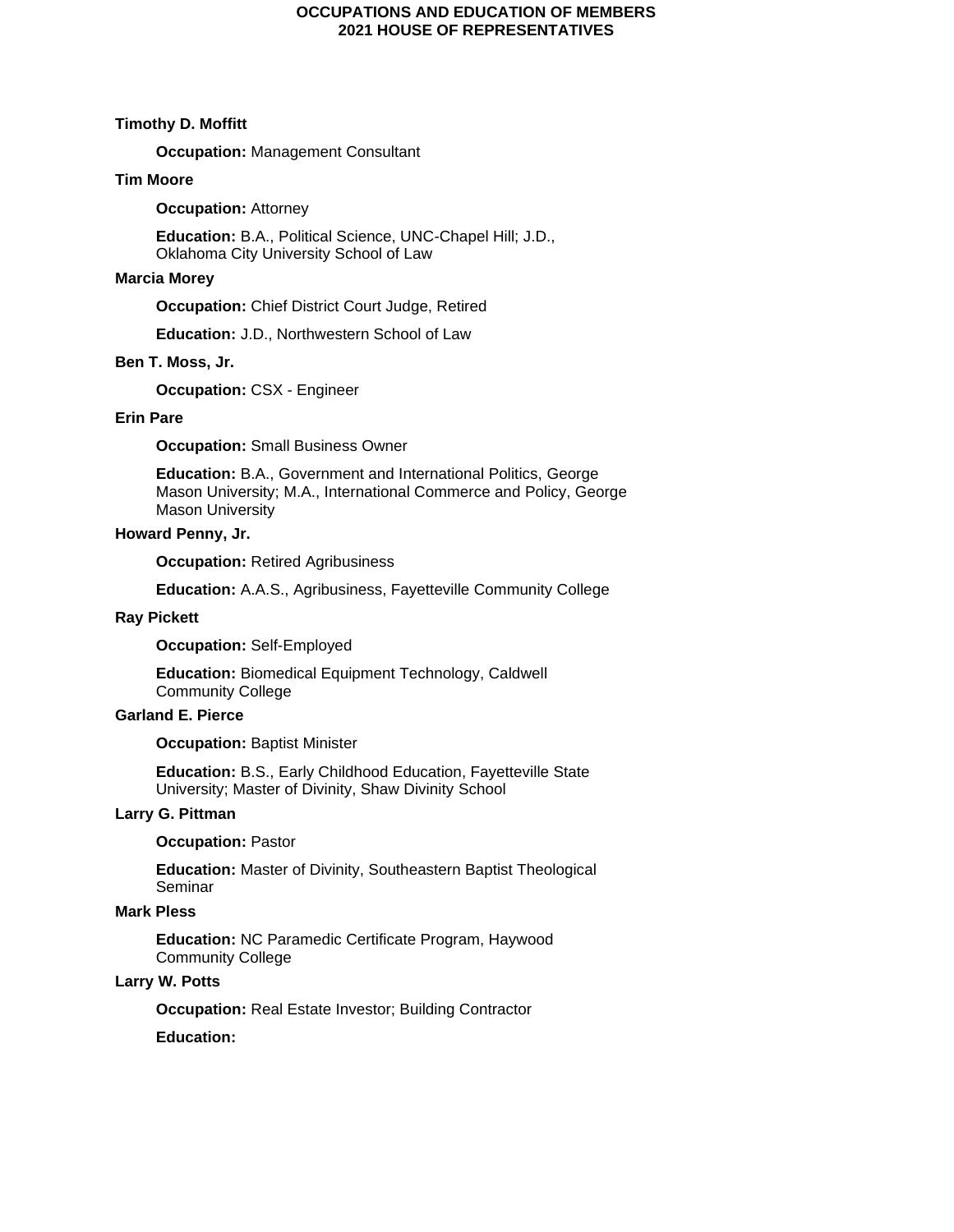**Timothy D. Moffitt**

**Occupation:** Management Consultant

**Tim Moore**

**Occupation:** Attorney

**Education:** B.A., Political Science, UNC-Chapel Hill; J.D., Oklahoma City University School of Law

**Marcia Morey**

**Occupation:** Chief District Court Judge, Retired

**Education:** J.D., Northwestern School of Law

**Ben T. Moss, Jr.**

**Occupation:** CSX - Engineer

**Erin Pare**

**Occupation:** Small Business Owner

**Education:** B.A., Government and International Politics, George Mason University; M.A., International Commerce and Policy, George Mason University

**Howard Penny, Jr.**

**Occupation:** Retired Agribusiness

**Education:** A.A.S., Agribusiness, Fayetteville Community College

**Ray Pickett**

**Occupation:** Self-Employed

**Education:** Biomedical Equipment Technology, Caldwell Community College

**Garland E. Pierce**

**Occupation:** Baptist Minister

**Education:** B.S., Early Childhood Education, Fayetteville State University; Master of Divinity, Shaw Divinity School

**Larry G. Pittman**

**Occupation:** Pastor

**Education:** Master of Divinity, Southeastern Baptist Theological Seminar

**Mark Pless**

**Education:** NC Paramedic Certificate Program, Haywood Community College

**Larry W. Potts**

**Occupation:** Real Estate Investor; Building Contractor

**Education:**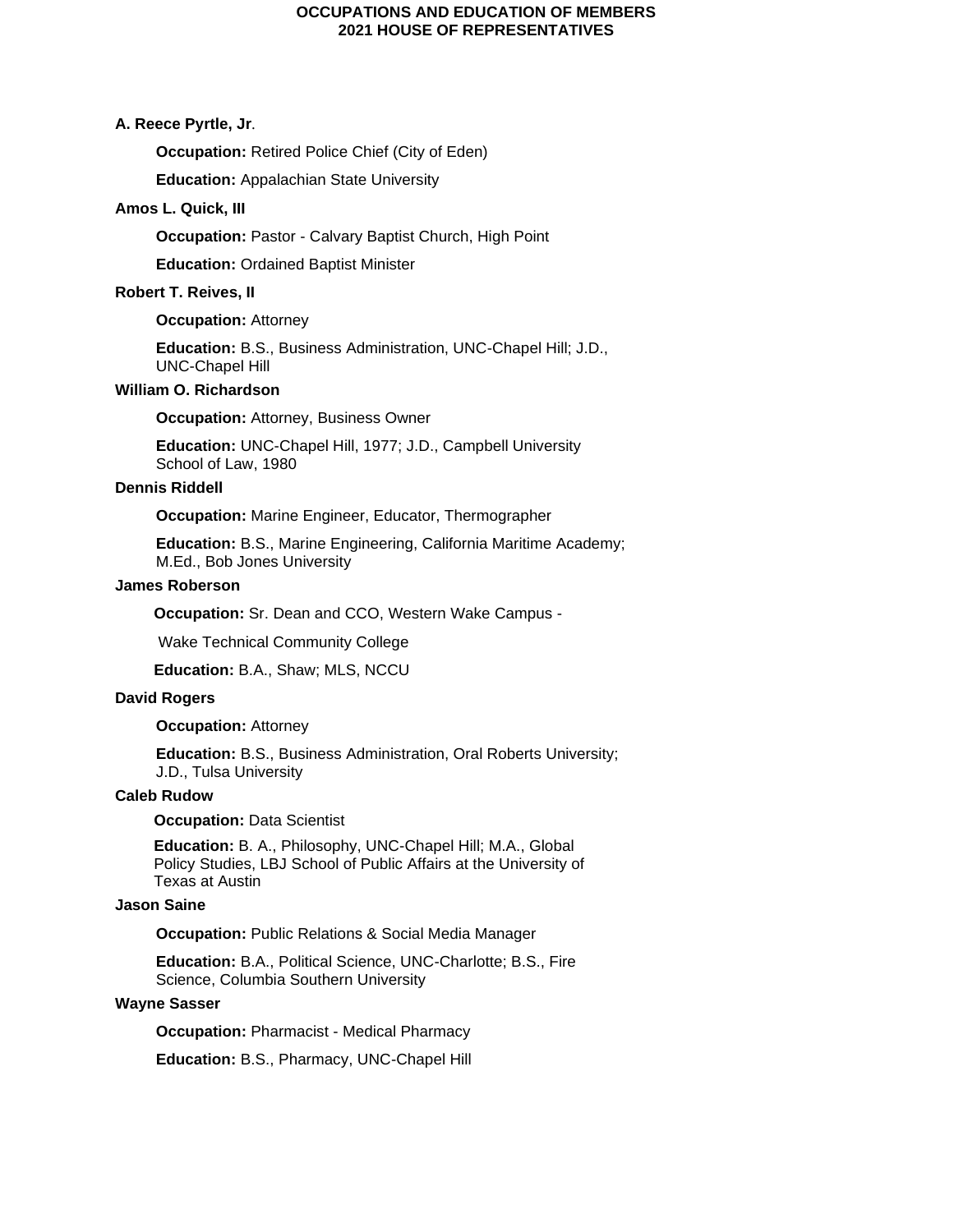# OCCUPATIONS AND EDUCATION OF MEMBERS
## 2021 HOUSE OF REPRESENTATIVES

**A. Reece Pyrtle, Jr**.

**Occupation:** Retired Police Chief (City of Eden)

**Education:** Appalachian State University

**Amos L. Quick, III**

**Occupation:** Pastor - Calvary Baptist Church, High Point

**Education:** Ordained Baptist Minister

**Robert T. Reives, II**

**Occupation:** Attorney

**Education:** B.S., Business Administration, UNC-Chapel Hill; J.D., UNC-Chapel Hill

**William O. Richardson**

**Occupation:** Attorney, Business Owner

**Education:** UNC-Chapel Hill, 1977; J.D., Campbell University School of Law, 1980

**Dennis Riddell**

**Occupation:** Marine Engineer, Educator, Thermographer

**Education:** B.S., Marine Engineering, California Maritime Academy; M.Ed., Bob Jones University

**James Roberson**

**Occupation:** Sr. Dean and CCO, Western Wake Campus -

Wake Technical Community College

**Education:** B.A., Shaw; MLS, NCCU

**David Rogers**

**Occupation:** Attorney

**Education:** B.S., Business Administration, Oral Roberts University; J.D., Tulsa University

**Caleb Rudow**

**Occupation:** Data Scientist

**Education:** B. A., Philosophy, UNC-Chapel Hill; M.A., Global Policy Studies, LBJ School of Public Affairs at the University of Texas at Austin

**Jason Saine**

**Occupation:** Public Relations & Social Media Manager

**Education:** B.A., Political Science, UNC-Charlotte; B.S., Fire Science, Columbia Southern University

**Wayne Sasser**

**Occupation:** Pharmacist - Medical Pharmacy

**Education:** B.S., Pharmacy, UNC-Chapel Hill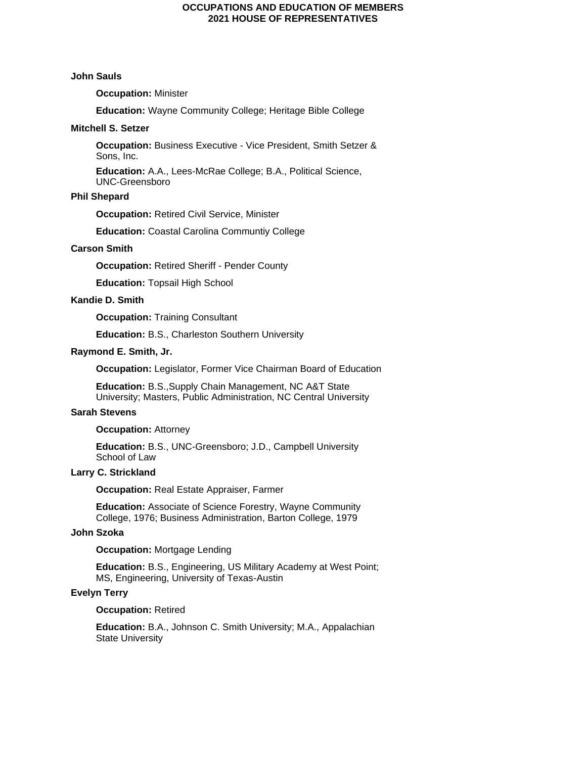**John Sauls**

**Occupation:** Minister

**Education:** Wayne Community College; Heritage Bible College

**Mitchell S. Setzer**

**Occupation:** Business Executive - Vice President, Smith Setzer & Sons, Inc.

**Education:** A.A., Lees-McRae College; B.A., Political Science, UNC-Greensboro

**Phil Shepard**

**Occupation:** Retired Civil Service, Minister

**Education:** Coastal Carolina Communtiy College

**Carson Smith**

**Occupation:** Retired Sheriff - Pender County

**Education:** Topsail High School

**Kandie D. Smith**

**Occupation:** Training Consultant

**Education:** B.S., Charleston Southern University

**Raymond E. Smith, Jr.**

**Occupation:** Legislator, Former Vice Chairman Board of Education

**Education:** B.S.,Supply Chain Management, NC A&T State University; Masters, Public Administration, NC Central University

**Sarah Stevens**

**Occupation:** Attorney

**Education:** B.S., UNC-Greensboro; J.D., Campbell University School of Law

**Larry C. Strickland**

**Occupation:** Real Estate Appraiser, Farmer

**Education:** Associate of Science Forestry, Wayne Community College, 1976; Business Administration, Barton College, 1979

**John Szoka**

**Occupation:** Mortgage Lending

**Education:** B.S., Engineering, US Military Academy at West Point; MS, Engineering, University of Texas-Austin

**Evelyn Terry**

**Occupation:** Retired

**Education:** B.A., Johnson C. Smith University; M.A., Appalachian State University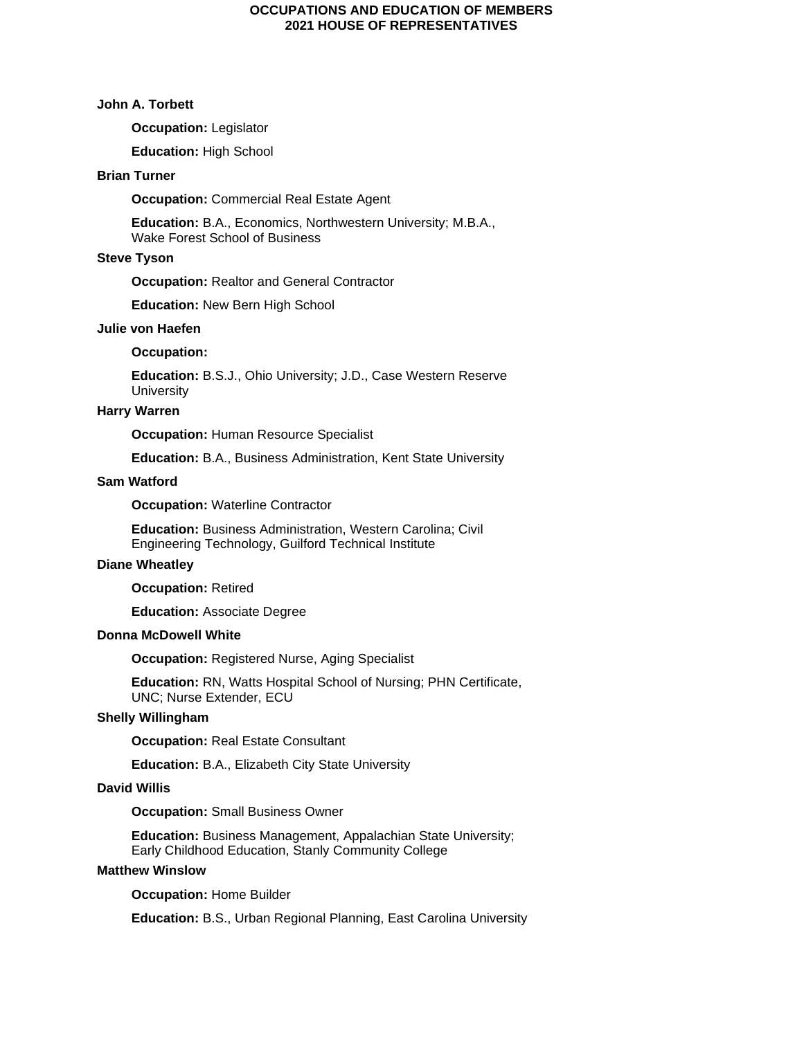# OCCUPATIONS AND EDUCATION OF MEMBERS
## 2021 HOUSE OF REPRESENTATIVES

**John A. Torbett**

**Occupation:** Legislator

**Education:** High School

**Brian Turner**

**Occupation:** Commercial Real Estate Agent

**Education:** B.A., Economics, Northwestern University; M.B.A., Wake Forest School of Business

**Steve Tyson**

**Occupation:** Realtor and General Contractor

**Education:** New Bern High School

**Julie von Haefen**

**Occupation:**

**Education:** B.S.J., Ohio University; J.D., Case Western Reserve University

**Harry Warren**

**Occupation:** Human Resource Specialist

**Education:** B.A., Business Administration, Kent State University

**Sam Watford**

**Occupation:** Waterline Contractor

**Education:** Business Administration, Western Carolina; Civil Engineering Technology, Guilford Technical Institute

**Diane Wheatley**

**Occupation:** Retired

**Education:** Associate Degree

**Donna McDowell White**

**Occupation:** Registered Nurse, Aging Specialist

**Education:** RN, Watts Hospital School of Nursing; PHN Certificate, UNC; Nurse Extender, ECU

**Shelly Willingham**

**Occupation:** Real Estate Consultant

**Education:** B.A., Elizabeth City State University

**David Willis**

**Occupation:** Small Business Owner

**Education:** Business Management, Appalachian State University; Early Childhood Education, Stanly Community College

**Matthew Winslow**

**Occupation:** Home Builder

**Education:** B.S., Urban Regional Planning, East Carolina University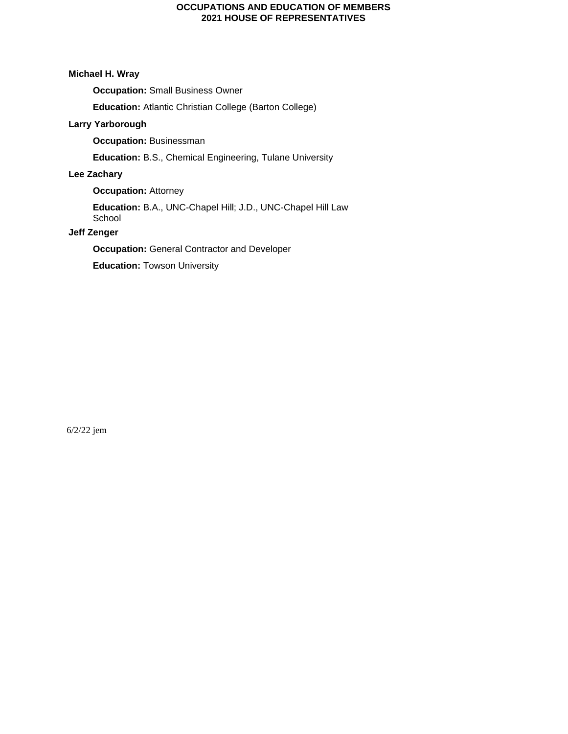**Michael H. Wray**

**Occupation:** Small Business Owner

**Education:** Atlantic Christian College (Barton College)

**Larry Yarborough**

**Occupation:** Businessman

**Education:** B.S., Chemical Engineering, Tulane University

**Lee Zachary**

**Occupation:** Attorney

**Education:** B.A., UNC-Chapel Hill; J.D., UNC-Chapel Hill Law School

**Jeff Zenger**

**Occupation:** General Contractor and Developer

**Education:** Towson University

6/2/22 jem